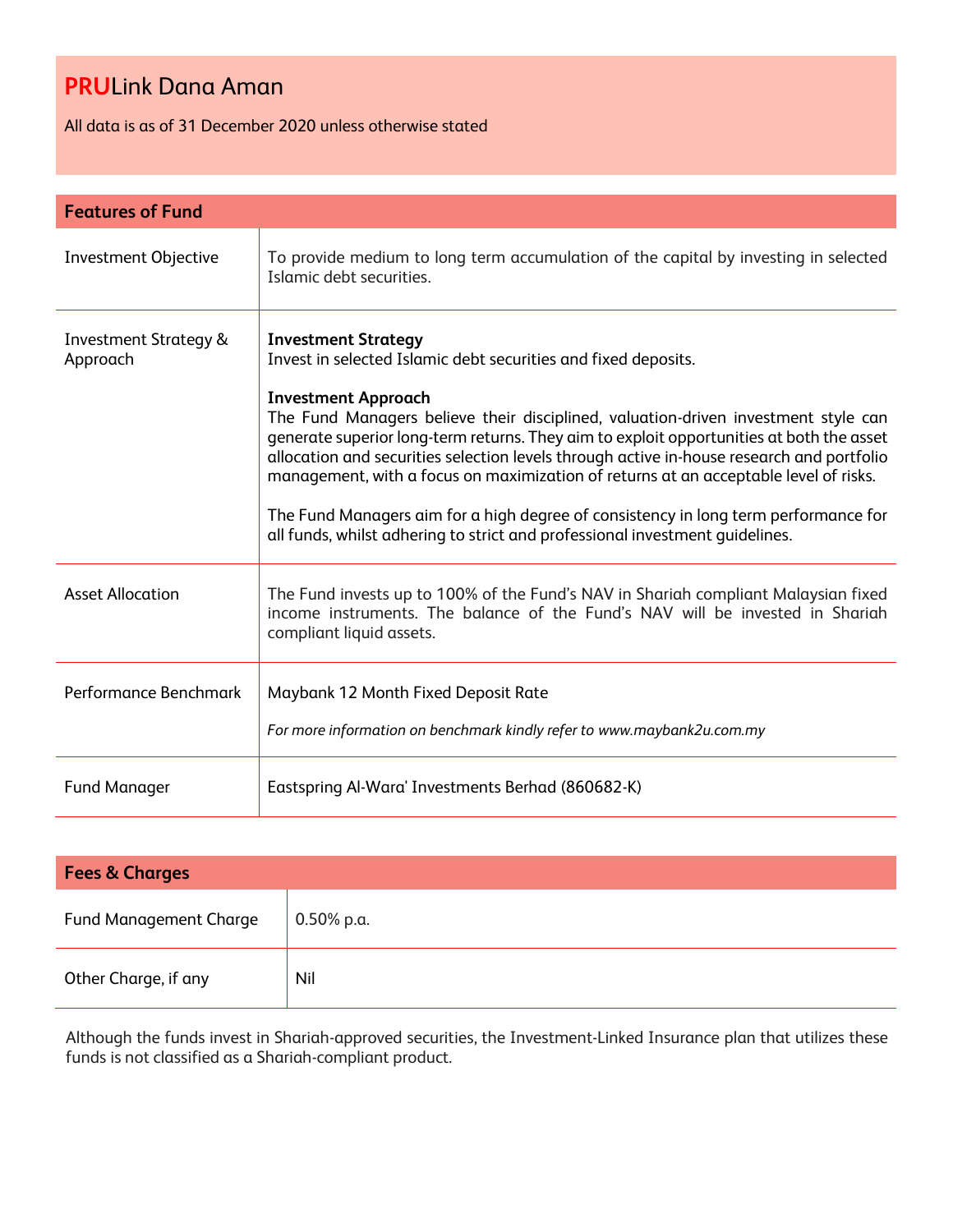# **PRU**Link Dana Aman

All data is as of 31 December 2020 unless otherwise stated

## Features of Fund

| | |
|---|---|
| Investment Objective | To provide medium to long term accumulation of the capital by investing in selected Islamic debt securities. |
| Investment Strategy & Approach | **Investment Strategy**<br>Invest in selected Islamic debt securities and fixed deposits.<br><br>**Investment Approach**<br>The Fund Managers believe their disciplined, valuation-driven investment style can generate superior long-term returns. They aim to exploit opportunities at both the asset allocation and securities selection levels through active in-house research and portfolio management, with a focus on maximization of returns at an acceptable level of risks.<br><br>The Fund Managers aim for a high degree of consistency in long term performance for all funds, whilst adhering to strict and professional investment guidelines. |
| Asset Allocation | The Fund invests up to 100% of the Fund's NAV in Shariah compliant Malaysian fixed income instruments. The balance of the Fund's NAV will be invested in Shariah compliant liquid assets. |
| Performance Benchmark | Maybank 12 Month Fixed Deposit Rate<br><br>*For more information on benchmark kindly refer to www.maybank2u.com.my* |
| Fund Manager | Eastspring Al-Wara' Investments Berhad (860682-K) |

## Fees & Charges

| | |
|---|---|
| Fund Management Charge | 0.50% p.a. |
| Other Charge, if any | Nil |

Although the funds invest in Shariah-approved securities, the Investment-Linked Insurance plan that utilizes these funds is not classified as a Shariah-compliant product.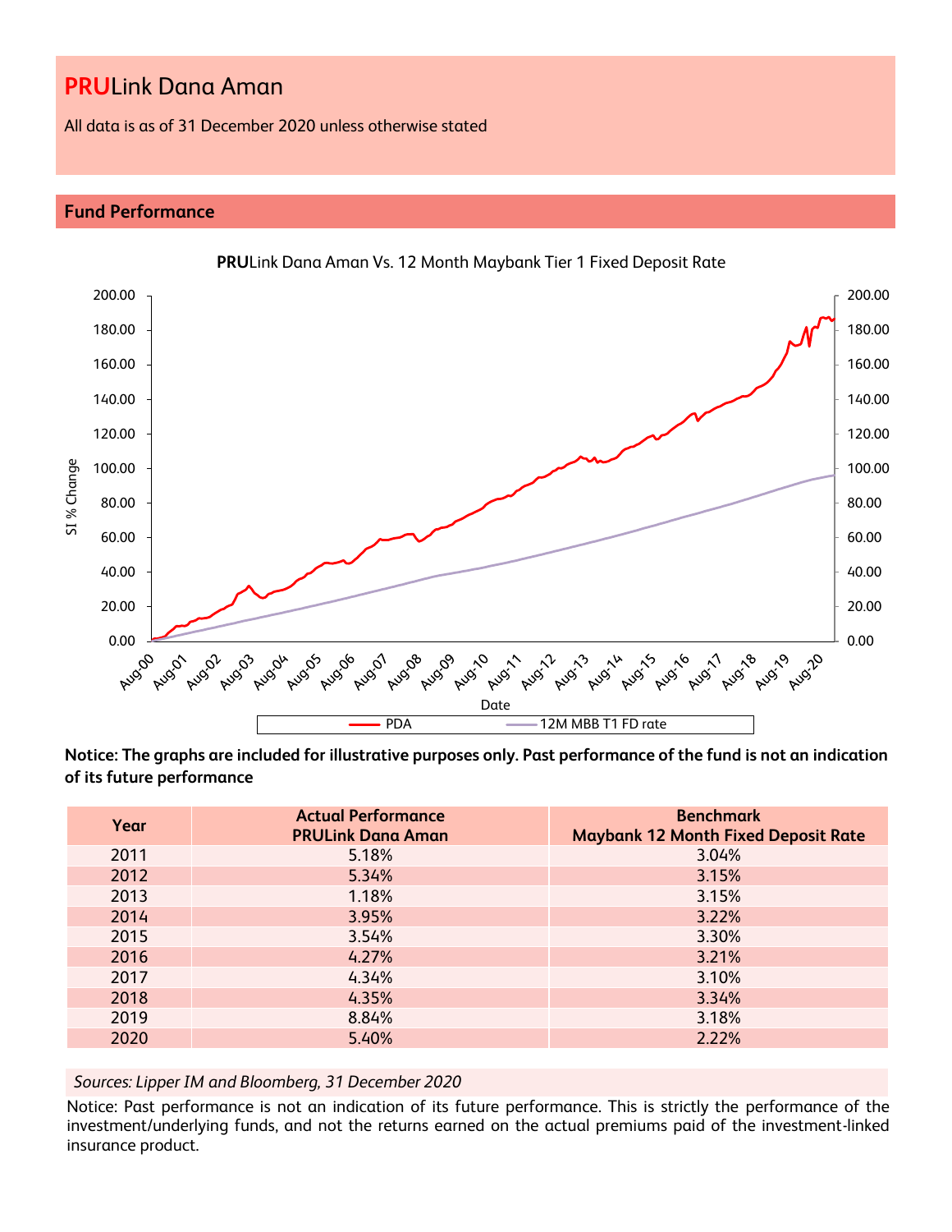# **PRU**Link Dana Aman

All data is as of 31 December 2020 unless otherwise stated

## Fund Performance

**PRU**Link Dana Aman Vs. 12 Month Maybank Tier 1 Fixed Deposit Rate

**Notice: The graphs are included for illustrative purposes only. Past performance of the fund is not an indication of its future performance**

| Year | Actual Performance PRULink Dana Aman | Benchmark Maybank 12 Month Fixed Deposit Rate |
|---|---|---|
| 2011 | 5.18% | 3.04% |
| 2012 | 5.34% | 3.15% |
| 2013 | 1.18% | 3.15% |
| 2014 | 3.95% | 3.22% |
| 2015 | 3.54% | 3.30% |
| 2016 | 4.27% | 3.21% |
| 2017 | 4.34% | 3.10% |
| 2018 | 4.35% | 3.34% |
| 2019 | 8.84% | 3.18% |
| 2020 | 5.40% | 2.22% |

*Sources: Lipper IM and Bloomberg, 31 December 2020*

Notice: Past performance is not an indication of its future performance. This is strictly the performance of the investment/underlying funds, and not the returns earned on the actual premiums paid of the investment-linked insurance product.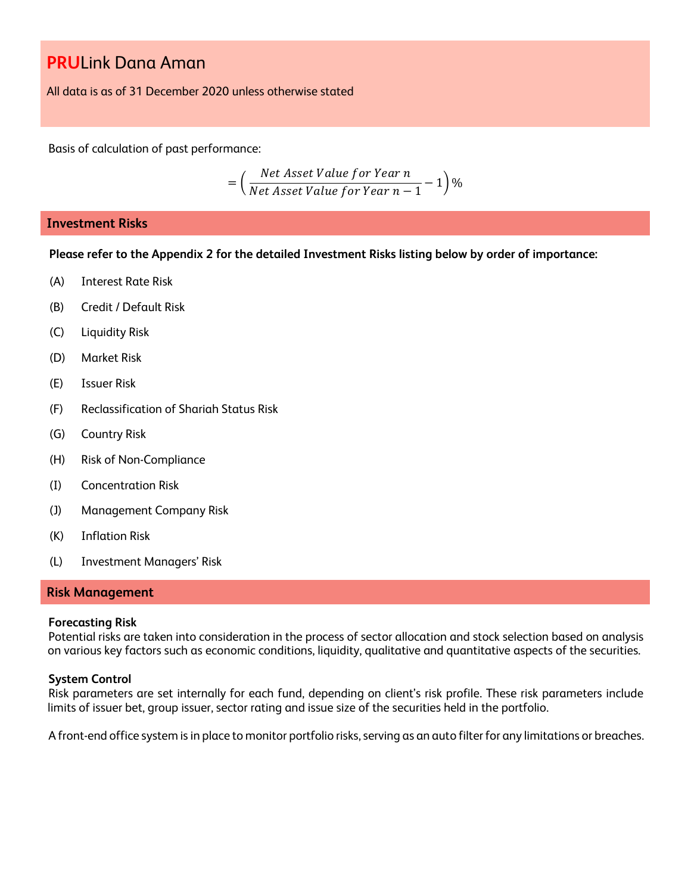# PRULink Dana Aman

All data is as of 31 December 2020 unless otherwise stated

Basis of calculation of past performance:

$$= \left( \frac{Net\ Asset\ Value\ for\ Year\ n}{Net\ Asset\ Value\ for\ Year\ n-1} - 1 \right)\%$$

## Investment Risks

**Please refer to the Appendix 2 for the detailed Investment Risks listing below by order of importance:**

(A) Interest Rate Risk

(B) Credit / Default Risk

(C) Liquidity Risk

(D) Market Risk

(E) Issuer Risk

(F) Reclassification of Shariah Status Risk

(G) Country Risk

(H) Risk of Non-Compliance

(I) Concentration Risk

(J) Management Company Risk

(K) Inflation Risk

(L) Investment Managers' Risk

## Risk Management

**Forecasting Risk**
Potential risks are taken into consideration in the process of sector allocation and stock selection based on analysis on various key factors such as economic conditions, liquidity, qualitative and quantitative aspects of the securities.

**System Control**
Risk parameters are set internally for each fund, depending on client's risk profile. These risk parameters include limits of issuer bet, group issuer, sector rating and issue size of the securities held in the portfolio.

A front-end office system is in place to monitor portfolio risks, serving as an auto filter for any limitations or breaches.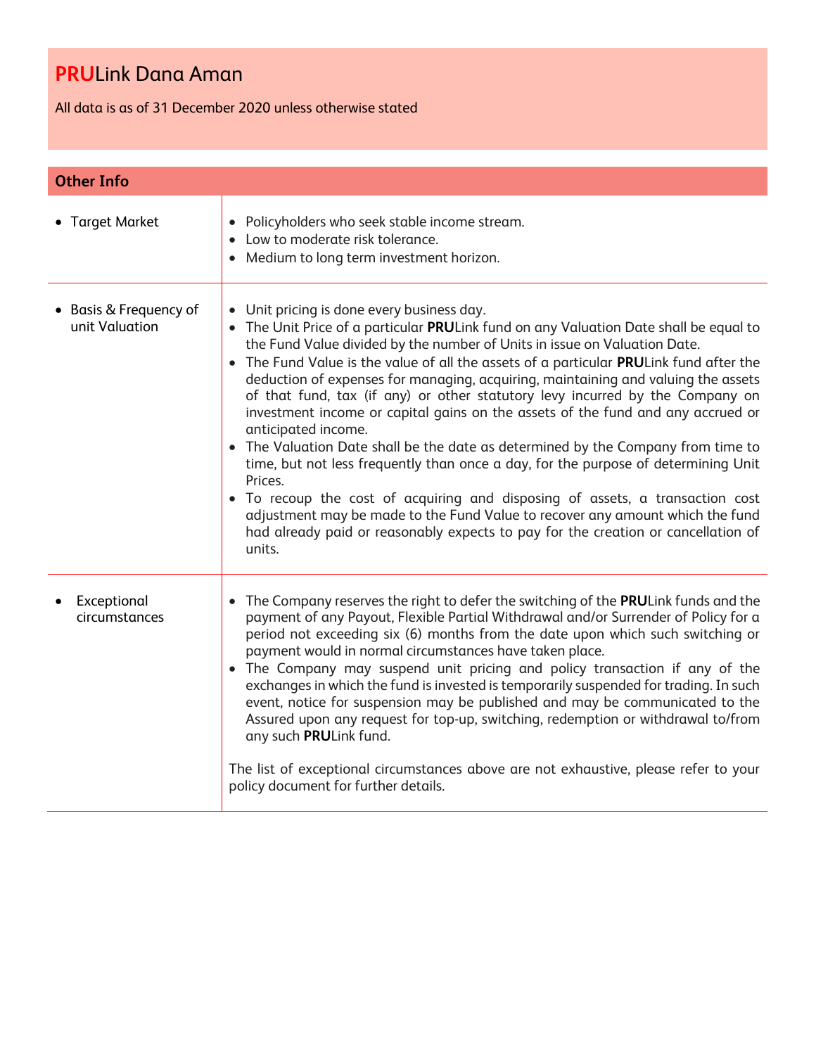# **PRU**Link Dana Aman

All data is as of 31 December 2020 unless otherwise stated

## Other Info

| | |
|---|---|
| • Target Market | • Policyholders who seek stable income stream.<br>• Low to moderate risk tolerance.<br>• Medium to long term investment horizon. |
| • Basis & Frequency of unit Valuation | • Unit pricing is done every business day.<br>• The Unit Price of a particular **PRU**Link fund on any Valuation Date shall be equal to the Fund Value divided by the number of Units in issue on Valuation Date.<br>• The Fund Value is the value of all the assets of a particular **PRU**Link fund after the deduction of expenses for managing, acquiring, maintaining and valuing the assets of that fund, tax (if any) or other statutory levy incurred by the Company on investment income or capital gains on the assets of the fund and any accrued or anticipated income.<br>• The Valuation Date shall be the date as determined by the Company from time to time, but not less frequently than once a day, for the purpose of determining Unit Prices.<br>• To recoup the cost of acquiring and disposing of assets, a transaction cost adjustment may be made to the Fund Value to recover any amount which the fund had already paid or reasonably expects to pay for the creation or cancellation of units. |
| • Exceptional circumstances | • The Company reserves the right to defer the switching of the **PRU**Link funds and the payment of any Payout, Flexible Partial Withdrawal and/or Surrender of Policy for a period not exceeding six (6) months from the date upon which such switching or payment would in normal circumstances have taken place.<br>• The Company may suspend unit pricing and policy transaction if any of the exchanges in which the fund is invested is temporarily suspended for trading. In such event, notice for suspension may be published and may be communicated to the Assured upon any request for top-up, switching, redemption or withdrawal to/from any such **PRU**Link fund.<br><br>The list of exceptional circumstances above are not exhaustive, please refer to your policy document for further details. |